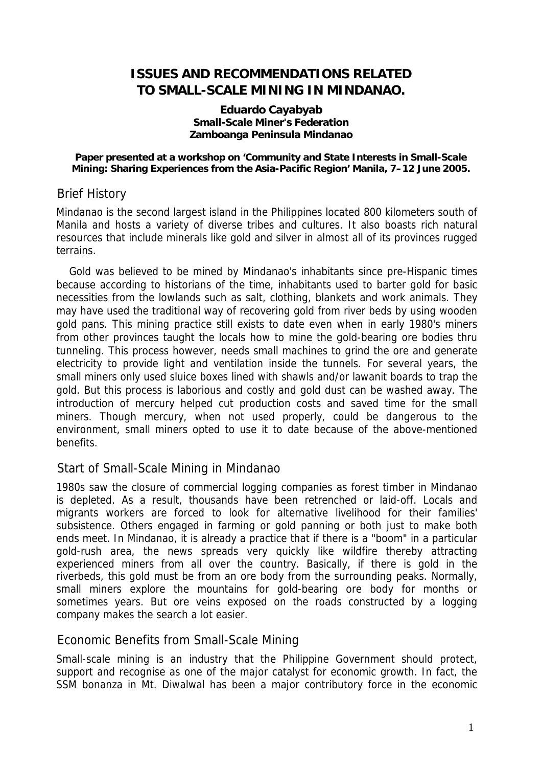# ISSUES AND RECOMMENDATIONS RELATED TO SMALL-SCALE MINING IN MINDANAO.

**Eduardo Cayabyab**
**Small-Scale Miner's Federation**
**Zamboanga Peninsula Mindanao**

**Paper presented at a workshop on 'Community and State Interests in Small-Scale Mining: Sharing Experiences from the Asia-Pacific Region' Manila, 7–12 June 2005.**

## Brief History

Mindanao is the second largest island in the Philippines located 800 kilometers south of Manila and hosts a variety of diverse tribes and cultures. It also boasts rich natural resources that include minerals like gold and silver in almost all of its provinces rugged terrains.

Gold was believed to be mined by Mindanao's inhabitants since pre-Hispanic times because according to historians of the time, inhabitants used to barter gold for basic necessities from the lowlands such as salt, clothing, blankets and work animals. They may have used the traditional way of recovering gold from river beds by using wooden gold pans. This mining practice still exists to date even when in early 1980's miners from other provinces taught the locals how to mine the gold-bearing ore bodies thru tunneling. This process however, needs small machines to grind the ore and generate electricity to provide light and ventilation inside the tunnels. For several years, the small miners only used sluice boxes lined with shawls and/or lawanit boards to trap the gold. But this process is laborious and costly and gold dust can be washed away. The introduction of mercury helped cut production costs and saved time for the small miners. Though mercury, when not used properly, could be dangerous to the environment, small miners opted to use it to date because of the above-mentioned benefits.

## Start of Small-Scale Mining in Mindanao

1980s saw the closure of commercial logging companies as forest timber in Mindanao is depleted. As a result, thousands have been retrenched or laid-off. Locals and migrants workers are forced to look for alternative livelihood for their families' subsistence. Others engaged in farming or gold panning or both just to make both ends meet. In Mindanao, it is already a practice that if there is a "boom" in a particular gold-rush area, the news spreads very quickly like wildfire thereby attracting experienced miners from all over the country. Basically, if there is gold in the riverbeds, this gold must be from an ore body from the surrounding peaks. Normally, small miners explore the mountains for gold-bearing ore body for months or sometimes years. But ore veins exposed on the roads constructed by a logging company makes the search a lot easier.

## Economic Benefits from Small-Scale Mining

Small-scale mining is an industry that the Philippine Government should protect, support and recognise as one of the major catalyst for economic growth. In fact, the SSM bonanza in Mt. Diwalwal has been a major contributory force in the economic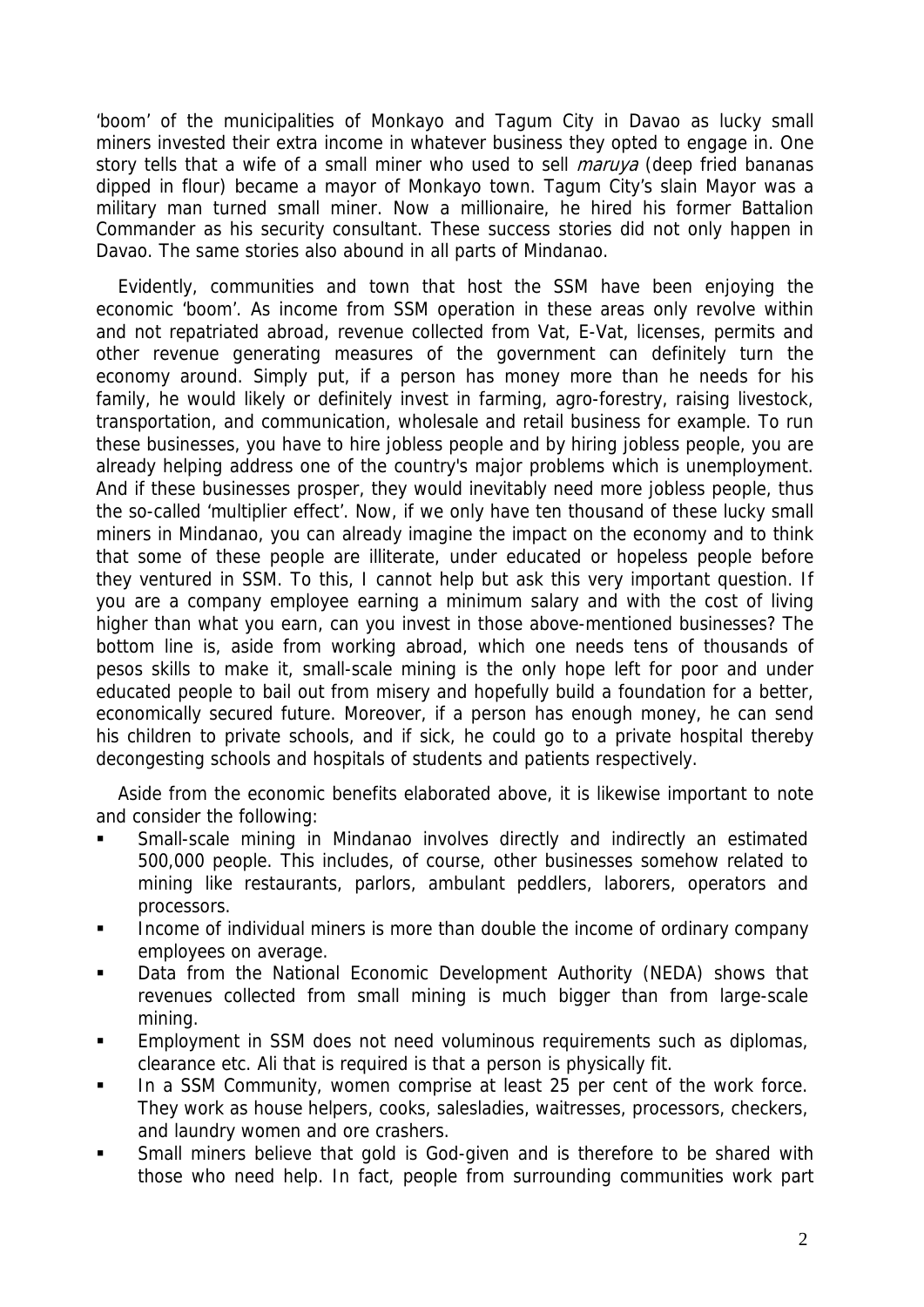'boom' of the municipalities of Monkayo and Tagum City in Davao as lucky small miners invested their extra income in whatever business they opted to engage in. One story tells that a wife of a small miner who used to sell *maruya* (deep fried bananas dipped in flour) became a mayor of Monkayo town. Tagum City's slain Mayor was a military man turned small miner. Now a millionaire, he hired his former Battalion Commander as his security consultant. These success stories did not only happen in Davao. The same stories also abound in all parts of Mindanao.

Evidently, communities and town that host the SSM have been enjoying the economic 'boom'. As income from SSM operation in these areas only revolve within and not repatriated abroad, revenue collected from Vat, E-Vat, licenses, permits and other revenue generating measures of the government can definitely turn the economy around. Simply put, if a person has money more than he needs for his family, he would likely or definitely invest in farming, agro-forestry, raising livestock, transportation, and communication, wholesale and retail business for example. To run these businesses, you have to hire jobless people and by hiring jobless people, you are already helping address one of the country's major problems which is unemployment. And if these businesses prosper, they would inevitably need more jobless people, thus the so-called 'multiplier effect'. Now, if we only have ten thousand of these lucky small miners in Mindanao, you can already imagine the impact on the economy and to think that some of these people are illiterate, under educated or hopeless people before they ventured in SSM. To this, I cannot help but ask this very important question. If you are a company employee earning a minimum salary and with the cost of living higher than what you earn, can you invest in those above-mentioned businesses? The bottom line is, aside from working abroad, which one needs tens of thousands of pesos skills to make it, small-scale mining is the only hope left for poor and under educated people to bail out from misery and hopefully build a foundation for a better, economically secured future. Moreover, if a person has enough money, he can send his children to private schools, and if sick, he could go to a private hospital thereby decongesting schools and hospitals of students and patients respectively.

Aside from the economic benefits elaborated above, it is likewise important to note and consider the following:

- Small-scale mining in Mindanao involves directly and indirectly an estimated 500,000 people. This includes, of course, other businesses somehow related to mining like restaurants, parlors, ambulant peddlers, laborers, operators and processors.
- Income of individual miners is more than double the income of ordinary company employees on average.
- Data from the National Economic Development Authority (NEDA) shows that revenues collected from small mining is much bigger than from large-scale mining.
- Employment in SSM does not need voluminous requirements such as diplomas, clearance etc. Ali that is required is that a person is physically fit.
- In a SSM Community, women comprise at least 25 per cent of the work force. They work as house helpers, cooks, salesladies, waitresses, processors, checkers, and laundry women and ore crashers.
- Small miners believe that gold is God-given and is therefore to be shared with those who need help. In fact, people from surrounding communities work part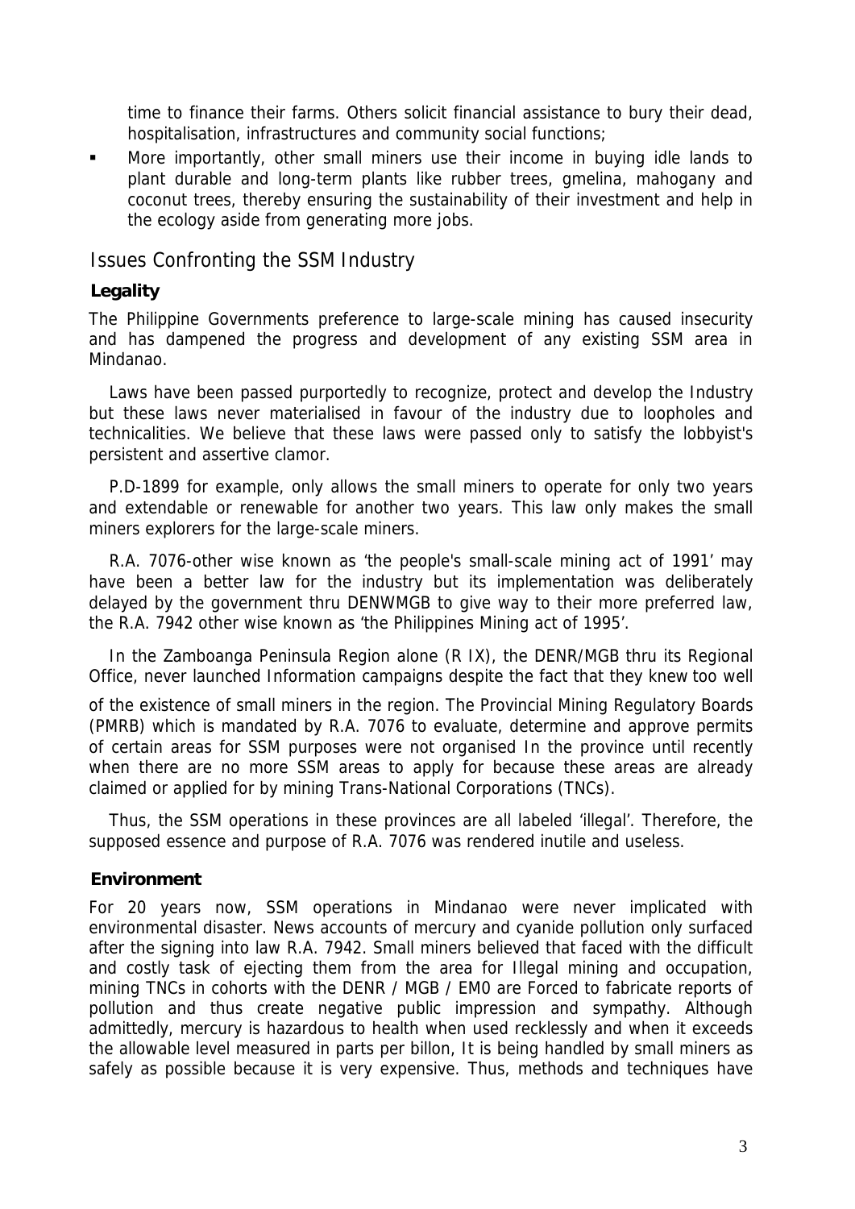time to finance their farms. Others solicit financial assistance to bury their dead, hospitalisation, infrastructures and community social functions;

- More importantly, other small miners use their income in buying idle lands to plant durable and long-term plants like rubber trees, gmelina, mahogany and coconut trees, thereby ensuring the sustainability of their investment and help in the ecology aside from generating more jobs.

## Issues Confronting the SSM Industry

### Legality

The Philippine Governments preference to large-scale mining has caused insecurity and has dampened the progress and development of any existing SSM area in Mindanao.

Laws have been passed purportedly to recognize, protect and develop the Industry but these laws never materialised in favour of the industry due to loopholes and technicalities. We believe that these laws were passed only to satisfy the lobbyist's persistent and assertive clamor.

P.D-1899 for example, only allows the small miners to operate for only two years and extendable or renewable for another two years. This law only makes the small miners explorers for the large-scale miners.

R.A. 7076-other wise known as 'the people's small-scale mining act of 1991' may have been a better law for the industry but its implementation was deliberately delayed by the government thru DENWMGB to give way to their more preferred law, the R.A. 7942 other wise known as 'the Philippines Mining act of 1995'.

In the Zamboanga Peninsula Region alone (R IX), the DENR/MGB thru its Regional Office, never launched Information campaigns despite the fact that they knew too well of the existence of small miners in the region. The Provincial Mining Regulatory Boards (PMRB) which is mandated by R.A. 7076 to evaluate, determine and approve permits of certain areas for SSM purposes were not organised In the province until recently when there are no more SSM areas to apply for because these areas are already claimed or applied for by mining Trans-National Corporations (TNCs).

Thus, the SSM operations in these provinces are all labeled 'illegal'. Therefore, the supposed essence and purpose of R.A. 7076 was rendered inutile and useless.

### Environment

For 20 years now, SSM operations in Mindanao were never implicated with environmental disaster. News accounts of mercury and cyanide pollution only surfaced after the signing into law R.A. 7942. Small miners believed that faced with the difficult and costly task of ejecting them from the area for Illegal mining and occupation, mining TNCs in cohorts with the DENR / MGB / EM0 are Forced to fabricate reports of pollution and thus create negative public impression and sympathy. Although admittedly, mercury is hazardous to health when used recklessly and when it exceeds the allowable level measured in parts per billon, It is being handled by small miners as safely as possible because it is very expensive. Thus, methods and techniques have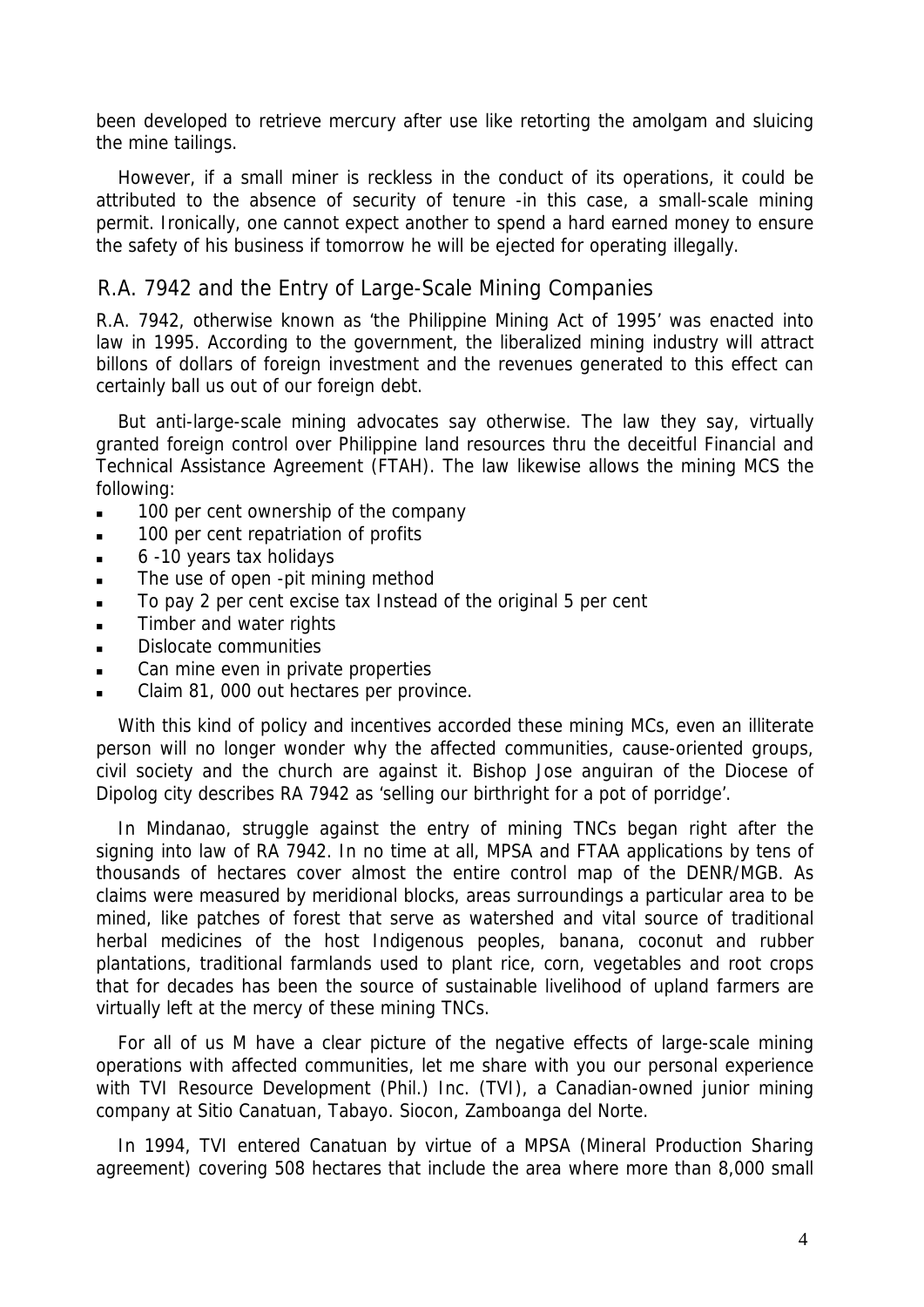been developed to retrieve mercury after use like retorting the amolgam and sluicing the mine tailings.

However, if a small miner is reckless in the conduct of its operations, it could be attributed to the absence of security of tenure -in this case, a small-scale mining permit. Ironically, one cannot expect another to spend a hard earned money to ensure the safety of his business if tomorrow he will be ejected for operating illegally.

## R.A. 7942 and the Entry of Large-Scale Mining Companies

R.A. 7942, otherwise known as 'the Philippine Mining Act of 1995' was enacted into law in 1995. According to the government, the liberalized mining industry will attract billons of dollars of foreign investment and the revenues generated to this effect can certainly ball us out of our foreign debt.

But anti-large-scale mining advocates say otherwise. The law they say, virtually granted foreign control over Philippine land resources thru the deceitful Financial and Technical Assistance Agreement (FTAH). The law likewise allows the mining MCS the following:

- 100 per cent ownership of the company
- 100 per cent repatriation of profits
- 6 -10 years tax holidays
- The use of open -pit mining method
- To pay 2 per cent excise tax Instead of the original 5 per cent
- Timber and water rights
- Dislocate communities
- Can mine even in private properties
- Claim 81, 000 out hectares per province.

With this kind of policy and incentives accorded these mining MCs, even an illiterate person will no longer wonder why the affected communities, cause-oriented groups, civil society and the church are against it. Bishop Jose anguiran of the Diocese of Dipolog city describes RA 7942 as 'selling our birthright for a pot of porridge'.

In Mindanao, struggle against the entry of mining TNCs began right after the signing into law of RA 7942. In no time at all, MPSA and FTAA applications by tens of thousands of hectares cover almost the entire control map of the DENR/MGB. As claims were measured by meridional blocks, areas surroundings a particular area to be mined, like patches of forest that serve as watershed and vital source of traditional herbal medicines of the host Indigenous peoples, banana, coconut and rubber plantations, traditional farmlands used to plant rice, corn, vegetables and root crops that for decades has been the source of sustainable livelihood of upland farmers are virtually left at the mercy of these mining TNCs.

For all of us M have a clear picture of the negative effects of large-scale mining operations with affected communities, let me share with you our personal experience with TVI Resource Development (Phil.) Inc. (TVI), a Canadian-owned junior mining company at Sitio Canatuan, Tabayo. Siocon, Zamboanga del Norte.

In 1994, TVI entered Canatuan by virtue of a MPSA (Mineral Production Sharing agreement) covering 508 hectares that include the area where more than 8,000 small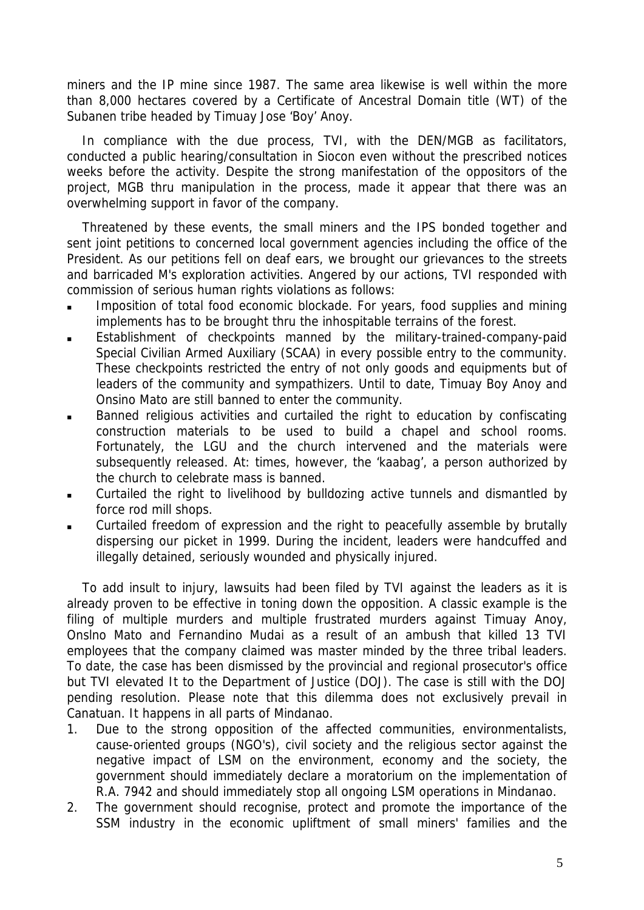miners and the IP mine since 1987. The same area likewise is well within the more than 8,000 hectares covered by a Certificate of Ancestral Domain title (WT) of the Subanen tribe headed by Timuay Jose 'Boy' Anoy.

In compliance with the due process, TVI, with the DEN/MGB as facilitators, conducted a public hearing/consultation in Siocon even without the prescribed notices weeks before the activity. Despite the strong manifestation of the oppositors of the project, MGB thru manipulation in the process, made it appear that there was an overwhelming support in favor of the company.

Threatened by these events, the small miners and the IPS bonded together and sent joint petitions to concerned local government agencies including the office of the President. As our petitions fell on deaf ears, we brought our grievances to the streets and barricaded M's exploration activities. Angered by our actions, TVI responded with commission of serious human rights violations as follows:

- Imposition of total food economic blockade. For years, food supplies and mining implements has to be brought thru the inhospitable terrains of the forest.
- Establishment of checkpoints manned by the military-trained-company-paid Special Civilian Armed Auxiliary (SCAA) in every possible entry to the community. These checkpoints restricted the entry of not only goods and equipments but of leaders of the community and sympathizers. Until to date, Timuay Boy Anoy and Onsino Mato are still banned to enter the community.
- Banned religious activities and curtailed the right to education by confiscating construction materials to be used to build a chapel and school rooms. Fortunately, the LGU and the church intervened and the materials were subsequently released. At: times, however, the 'kaabag', a person authorized by the church to celebrate mass is banned.
- Curtailed the right to livelihood by bulldozing active tunnels and dismantled by force rod mill shops.
- Curtailed freedom of expression and the right to peacefully assemble by brutally dispersing our picket in 1999. During the incident, leaders were handcuffed and illegally detained, seriously wounded and physically injured.

To add insult to injury, lawsuits had been filed by TVI against the leaders as it is already proven to be effective in toning down the opposition. A classic example is the filing of multiple murders and multiple frustrated murders against Timuay Anoy, Onslno Mato and Fernandino Mudai as a result of an ambush that killed 13 TVI employees that the company claimed was master minded by the three tribal leaders. To date, the case has been dismissed by the provincial and regional prosecutor's office but TVI elevated It to the Department of Justice (DOJ). The case is still with the DOJ pending resolution. Please note that this dilemma does not exclusively prevail in Canatuan. It happens in all parts of Mindanao.

1. Due to the strong opposition of the affected communities, environmentalists, cause-oriented groups (NGO's), civil society and the religious sector against the negative impact of LSM on the environment, economy and the society, the government should immediately declare a moratorium on the implementation of R.A. 7942 and should immediately stop all ongoing LSM operations in Mindanao.
2. The government should recognise, protect and promote the importance of the SSM industry in the economic upliftment of small miners' families and the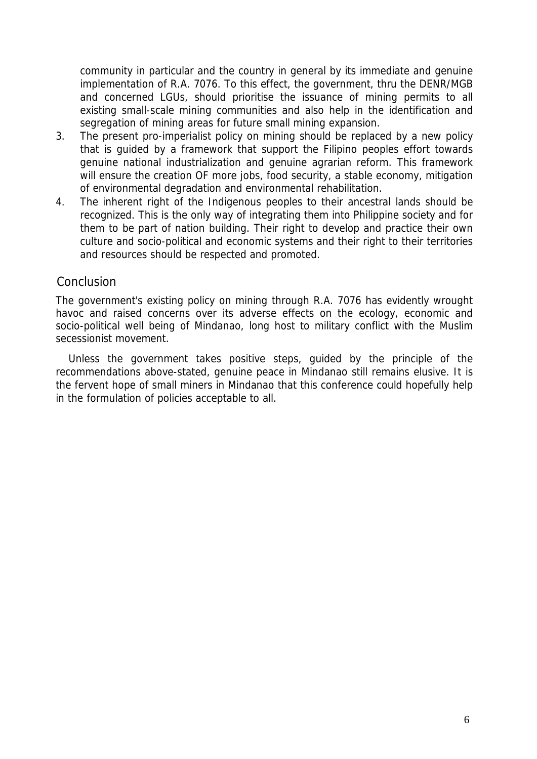community in particular and the country in general by its immediate and genuine implementation of R.A. 7076. To this effect, the government, thru the DENR/MGB and concerned LGUs, should prioritise the issuance of mining permits to all existing small-scale mining communities and also help in the identification and segregation of mining areas for future small mining expansion.

3. The present pro-imperialist policy on mining should be replaced by a new policy that is guided by a framework that support the Filipino peoples effort towards genuine national industrialization and genuine agrarian reform. This framework will ensure the creation OF more jobs, food security, a stable economy, mitigation of environmental degradation and environmental rehabilitation.
4. The inherent right of the Indigenous peoples to their ancestral lands should be recognized. This is the only way of integrating them into Philippine society and for them to be part of nation building. Their right to develop and practice their own culture and socio-political and economic systems and their right to their territories and resources should be respected and promoted.

## Conclusion

The government's existing policy on mining through R.A. 7076 has evidently wrought havoc and raised concerns over its adverse effects on the ecology, economic and socio-political well being of Mindanao, long host to military conflict with the Muslim secessionist movement.

Unless the government takes positive steps, guided by the principle of the recommendations above-stated, genuine peace in Mindanao still remains elusive. It is the fervent hope of small miners in Mindanao that this conference could hopefully help in the formulation of policies acceptable to all.